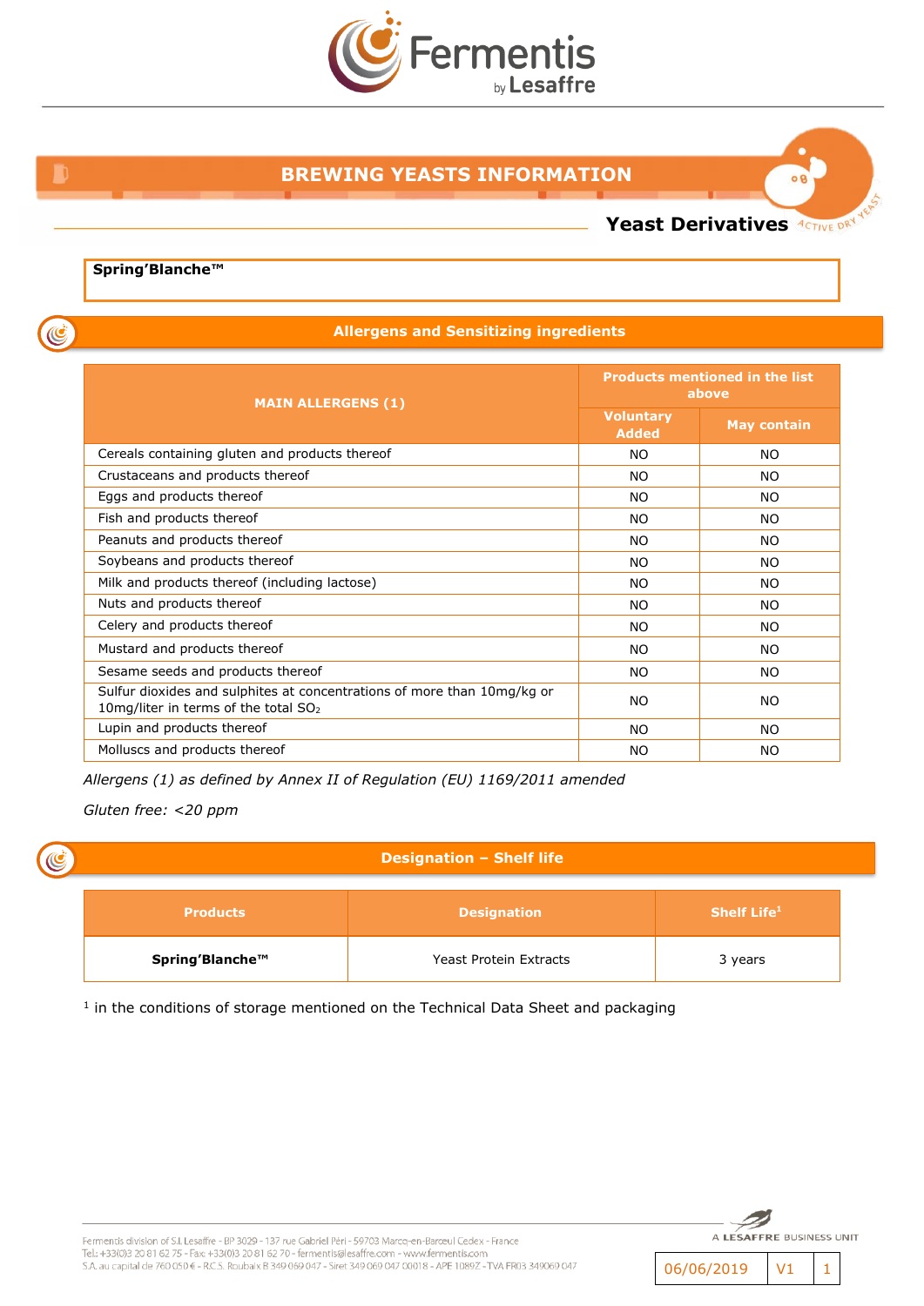# BREWING YEASTS INFORMATION

## Yeast Derivatives

**Spring'Blanche™**

## Allergens and Sensitizing ingredients

| MAIN ALLERGENS (1) | Products mentioned in the list above | |
|---|---|---|
| | Voluntary Added | May contain |
| Cereals containing gluten and products thereof | NO | NO |
| Crustaceans and products thereof | NO | NO |
| Eggs and products thereof | NO | NO |
| Fish and products thereof | NO | NO |
| Peanuts and products thereof | NO | NO |
| Soybeans and products thereof | NO | NO |
| Milk and products thereof (including lactose) | NO | NO |
| Nuts and products thereof | NO | NO |
| Celery and products thereof | NO | NO |
| Mustard and products thereof | NO | NO |
| Sesame seeds and products thereof | NO | NO |
| Sulfur dioxides and sulphites at concentrations of more than 10mg/kg or 10mg/liter in terms of the total $SO_2$ | NO | NO |
| Lupin and products thereof | NO | NO |
| Molluscs and products thereof | NO | NO |

*Allergens (1) as defined by Annex II of Regulation (EU) 1169/2011 amended*

*Gluten free: <20 ppm*

## Designation – Shelf life

| Products | Designation | Shelf Life[1] |
|---|---|---|
| **Spring'Blanche™** | Yeast Protein Extracts | 3 years |

[1] in the conditions of storage mentioned on the Technical Data Sheet and packaging

Fermentis division of S.I. Lesaffre - BP 3029 - 137 rue Gabriel Péri - 59703 Marcq-en-Barœul Cedex - France
Tel.: +33(0)3 20 81 62 75 - Fax: +33(0)3 20 81 62 70 - fermentis@lesaffre.com - www.fermentis.com
S.A. au capital de 760 050 € - R.C.S. Roubaix B 349 069 047 - Siret 349 069 047 00018 - APE 1089Z - TVA FR03 349069 047

A LESAFFRE BUSINESS UNIT

06/06/2019 | V1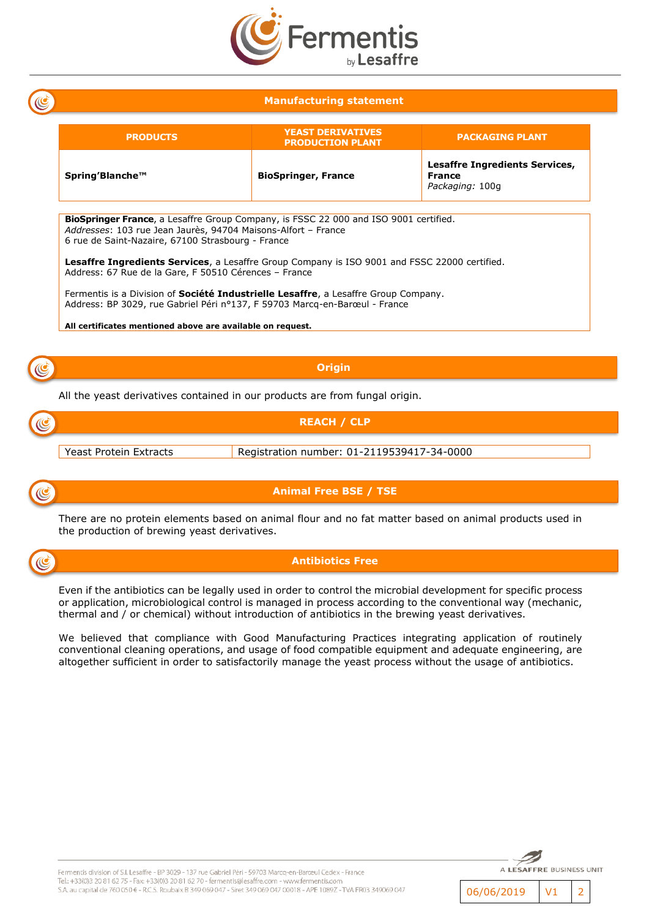## Manufacturing statement

| PRODUCTS | YEAST DERIVATIVES PRODUCTION PLANT | PACKAGING PLANT |
| --- | --- | --- |
| **Spring'Blanche™** | **BioSpringer, France** | **Lesaffre Ingredients Services, France** *Packaging:* 100g |

**BioSpringer France**, a Lesaffre Group Company, is FSSC 22 000 and ISO 9001 certified.
*Addresses*: 103 rue Jean Jaurès, 94704 Maisons-Alfort – France
6 rue de Saint-Nazaire, 67100 Strasbourg - France

**Lesaffre Ingredients Services**, a Lesaffre Group Company is ISO 9001 and FSSC 22000 certified.
Address: 67 Rue de la Gare, F 50510 Cérences – France

Fermentis is a Division of **Société Industrielle Lesaffre**, a Lesaffre Group Company.
Address: BP 3029, rue Gabriel Péri n°137, F 59703 Marcq-en-Barœul - France

**All certificates mentioned above are available on request.**

## Origin

All the yeast derivatives contained in our products are from fungal origin.

## REACH / CLP

| Yeast Protein Extracts | Registration number: 01-2119539417-34-0000 |
| --- | --- |

## Animal Free BSE / TSE

There are no protein elements based on animal flour and no fat matter based on animal products used in the production of brewing yeast derivatives.

## Antibiotics Free

Even if the antibiotics can be legally used in order to control the microbial development for specific process or application, microbiological control is managed in process according to the conventional way (mechanic, thermal and / or chemical) without introduction of antibiotics in the brewing yeast derivatives.

We believed that compliance with Good Manufacturing Practices integrating application of routinely conventional cleaning operations, and usage of food compatible equipment and adequate engineering, are altogether sufficient in order to satisfactorily manage the yeast process without the usage of antibiotics.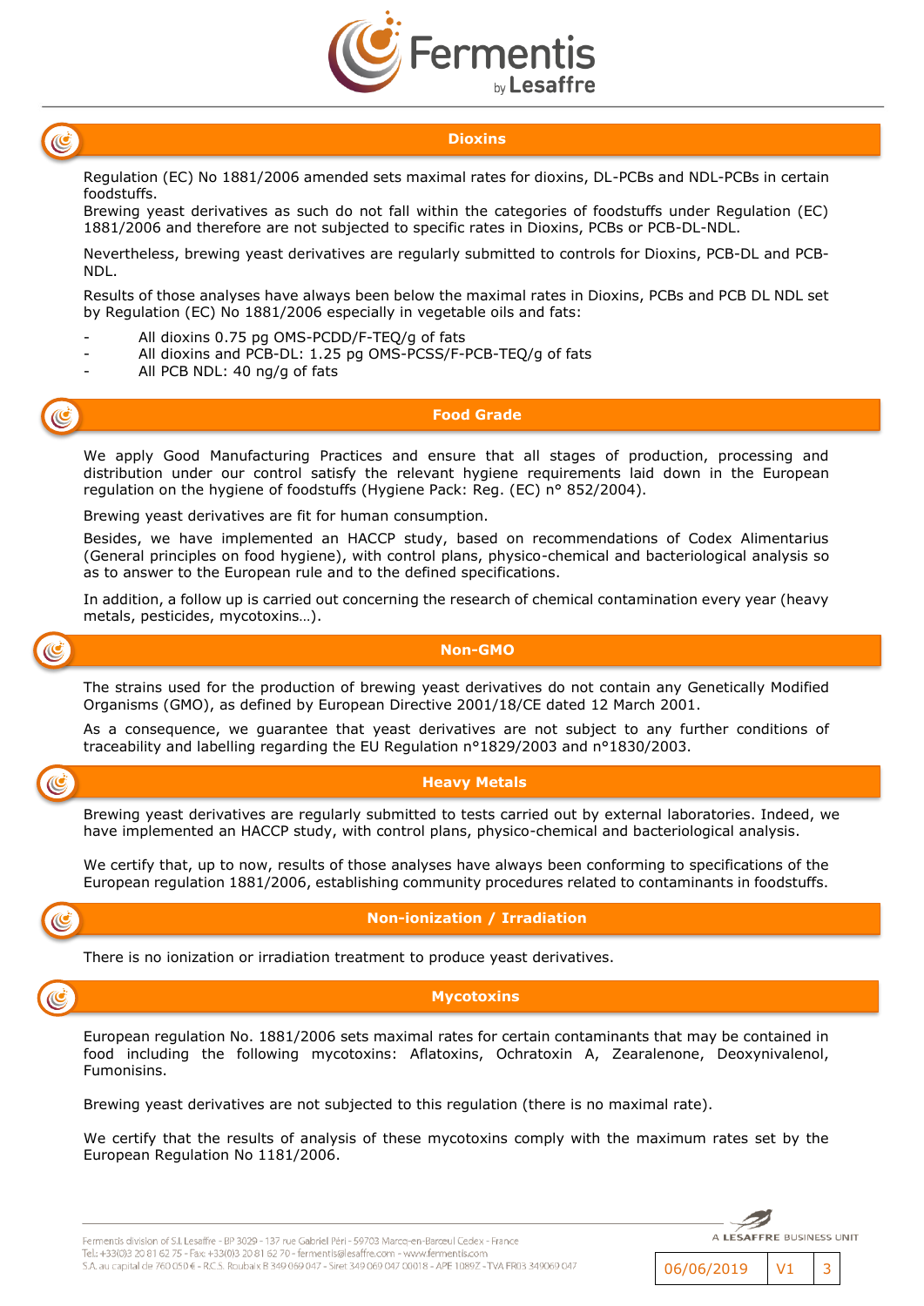## Dioxins

Regulation (EC) No 1881/2006 amended sets maximal rates for dioxins, DL-PCBs and NDL-PCBs in certain foodstuffs.
Brewing yeast derivatives as such do not fall within the categories of foodstuffs under Regulation (EC) 1881/2006 and therefore are not subjected to specific rates in Dioxins, PCBs or PCB-DL-NDL.

Nevertheless, brewing yeast derivatives are regularly submitted to controls for Dioxins, PCB-DL and PCB-NDL.

Results of those analyses have always been below the maximal rates in Dioxins, PCBs and PCB DL NDL set by Regulation (EC) No 1881/2006 especially in vegetable oils and fats:

- All dioxins 0.75 pg OMS-PCDD/F-TEQ/g of fats
- All dioxins and PCB-DL: 1.25 pg OMS-PCSS/F-PCB-TEQ/g of fats
- All PCB NDL: 40 ng/g of fats

## Food Grade

We apply Good Manufacturing Practices and ensure that all stages of production, processing and distribution under our control satisfy the relevant hygiene requirements laid down in the European regulation on the hygiene of foodstuffs (Hygiene Pack: Reg. (EC) n° 852/2004).

Brewing yeast derivatives are fit for human consumption.

Besides, we have implemented an HACCP study, based on recommendations of Codex Alimentarius (General principles on food hygiene), with control plans, physico-chemical and bacteriological analysis so as to answer to the European rule and to the defined specifications.

In addition, a follow up is carried out concerning the research of chemical contamination every year (heavy metals, pesticides, mycotoxins…).

## Non-GMO

The strains used for the production of brewing yeast derivatives do not contain any Genetically Modified Organisms (GMO), as defined by European Directive 2001/18/CE dated 12 March 2001.

As a consequence, we guarantee that yeast derivatives are not subject to any further conditions of traceability and labelling regarding the EU Regulation n°1829/2003 and n°1830/2003.

## Heavy Metals

Brewing yeast derivatives are regularly submitted to tests carried out by external laboratories. Indeed, we have implemented an HACCP study, with control plans, physico-chemical and bacteriological analysis.

We certify that, up to now, results of those analyses have always been conforming to specifications of the European regulation 1881/2006, establishing community procedures related to contaminants in foodstuffs.

## Non-ionization / Irradiation

There is no ionization or irradiation treatment to produce yeast derivatives.

## Mycotoxins

European regulation No. 1881/2006 sets maximal rates for certain contaminants that may be contained in food including the following mycotoxins: Aflatoxins, Ochratoxin A, Zearalenone, Deoxynivalenol, Fumonisins.

Brewing yeast derivatives are not subjected to this regulation (there is no maximal rate).

We certify that the results of analysis of these mycotoxins comply with the maximum rates set by the European Regulation No 1181/2006.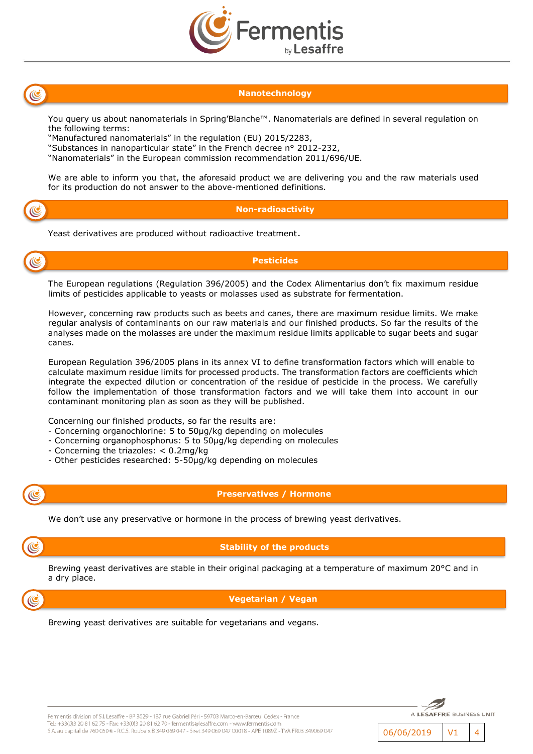## Nanotechnology

You query us about nanomaterials in Spring'Blanche™. Nanomaterials are defined in several regulation on the following terms:
"Manufactured nanomaterials" in the regulation (EU) 2015/2283,
"Substances in nanoparticular state" in the French decree n° 2012-232,
"Nanomaterials" in the European commission recommendation 2011/696/UE.

We are able to inform you that, the aforesaid product we are delivering you and the raw materials used for its production do not answer to the above-mentioned definitions.

## Non-radioactivity

Yeast derivatives are produced without radioactive treatment.

## Pesticides

The European regulations (Regulation 396/2005) and the Codex Alimentarius don't fix maximum residue limits of pesticides applicable to yeasts or molasses used as substrate for fermentation.

However, concerning raw products such as beets and canes, there are maximum residue limits. We make regular analysis of contaminants on our raw materials and our finished products. So far the results of the analyses made on the molasses are under the maximum residue limits applicable to sugar beets and sugar canes.

European Regulation 396/2005 plans in its annex VI to define transformation factors which will enable to calculate maximum residue limits for processed products. The transformation factors are coefficients which integrate the expected dilution or concentration of the residue of pesticide in the process. We carefully follow the implementation of those transformation factors and we will take them into account in our contaminant monitoring plan as soon as they will be published.

Concerning our finished products, so far the results are:
- Concerning organochlorine: 5 to 50µg/kg depending on molecules
- Concerning organophosphorus: 5 to 50µg/kg depending on molecules
- Concerning the triazoles: < 0.2mg/kg
- Other pesticides researched: 5-50µg/kg depending on molecules

## Preservatives / Hormone

We don't use any preservative or hormone in the process of brewing yeast derivatives.

## Stability of the products

Brewing yeast derivatives are stable in their original packaging at a temperature of maximum 20°C and in a dry place.

## Vegetarian / Vegan

Brewing yeast derivatives are suitable for vegetarians and vegans.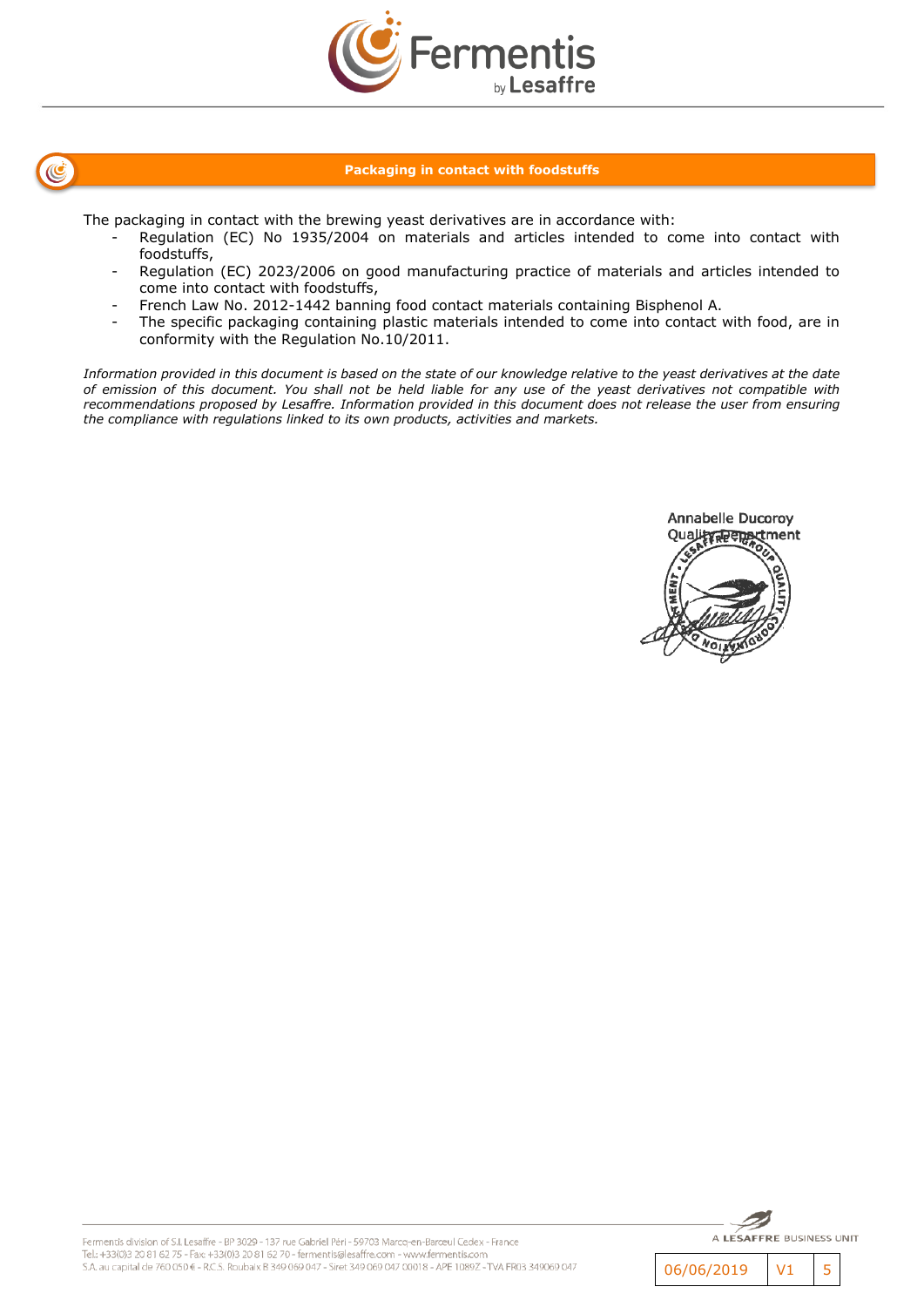## Packaging in contact with foodstuffs

The packaging in contact with the brewing yeast derivatives are in accordance with:

- Regulation (EC) No 1935/2004 on materials and articles intended to come into contact with foodstuffs,
- Regulation (EC) 2023/2006 on good manufacturing practice of materials and articles intended to come into contact with foodstuffs,
- French Law No. 2012-1442 banning food contact materials containing Bisphenol A.
- The specific packaging containing plastic materials intended to come into contact with food, are in conformity with the Regulation No.10/2011.

*Information provided in this document is based on the state of our knowledge relative to the yeast derivatives at the date of emission of this document. You shall not be held liable for any use of the yeast derivatives not compatible with recommendations proposed by Lesaffre. Information provided in this document does not release the user from ensuring the compliance with regulations linked to its own products, activities and markets.*

Annabelle Ducoroy
Quality Department

Fermentis division of S.I. Lesaffre - BP 3029 - 137 rue Gabriel Péri - 59703 Marcq-en-Barœul Cedex - France
Tel.: +33(0)3 20 81 62 75 - Fax: +33(0)3 20 81 62 70 - fermentis@lesaffre.com - www.fermentis.com
S.A. au capital de 760 050 € - R.C.S. Roubaix B 349 069 047 - Siret 349 069 047 00018 - APE 1089Z - TVA FR03 349069 047

A LESAFFRE BUSINESS UNIT

| | | |
|---|---|---|
| 06/06/2019 | V1 | 5 |